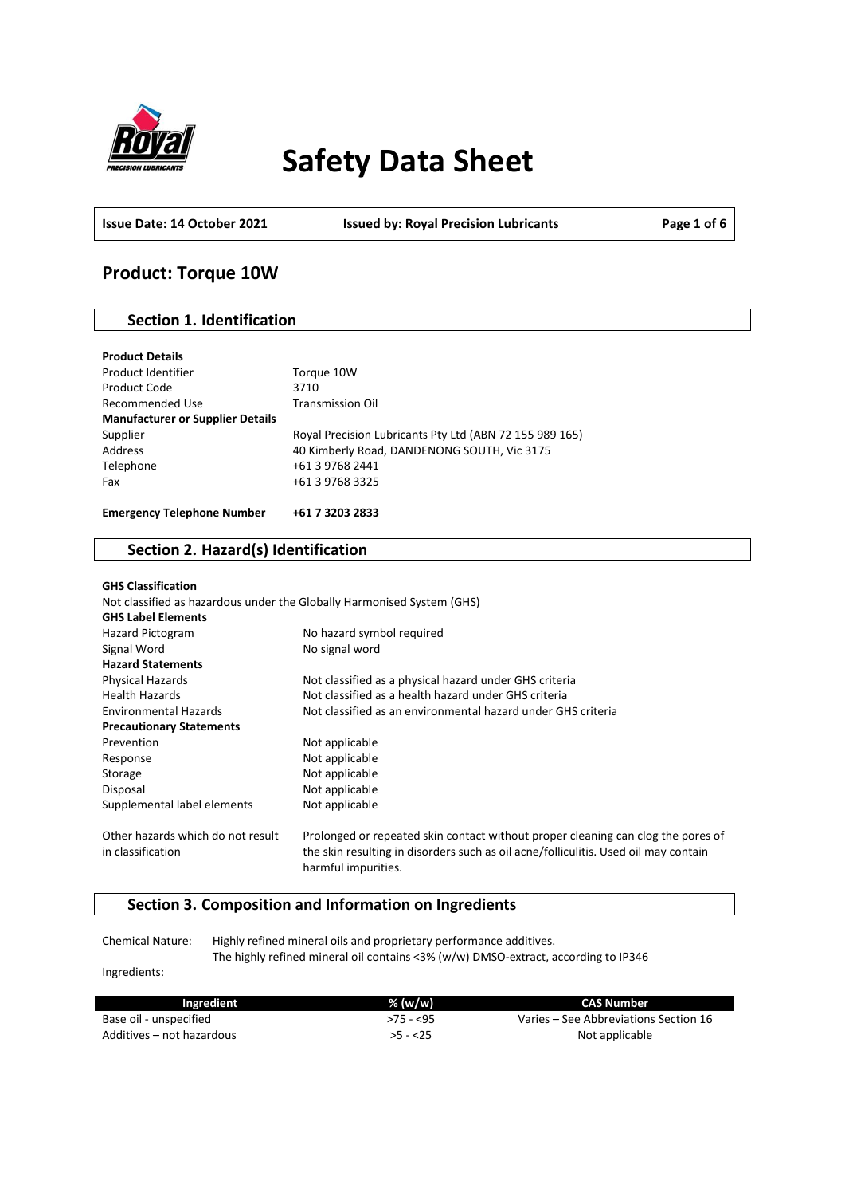# Safety Data Sheet

**Issue Date: 14 October 2021** | **Issued by: Royal Precision Lubricants**

## Product: Torque 10W

### Section 1. Identification

**Product Details**

| | |
|---|---|
| Product Identifier | Torque 10W |
| Product Code | 3710 |
| Recommended Use | Transmission Oil |
| **Manufacturer or Supplier Details** | |
| Supplier | Royal Precision Lubricants Pty Ltd (ABN 72 155 989 165) |
| Address | 40 Kimberly Road, DANDENONG SOUTH, Vic 3175 |
| Telephone | +61 3 9768 2441 |
| Fax | +61 3 9768 3325 |

**Emergency Telephone Number** **+61 7 3203 2833**

### Section 2. Hazard(s) Identification

**GHS Classification**

Not classified as hazardous under the Globally Harmonised System (GHS)

**GHS Label Elements**

| | |
|---|---|
| Hazard Pictogram | No hazard symbol required |
| Signal Word | No signal word |
| **Hazard Statements** | |
| Physical Hazards | Not classified as a physical hazard under GHS criteria |
| Health Hazards | Not classified as a health hazard under GHS criteria |
| Environmental Hazards | Not classified as an environmental hazard under GHS criteria |
| **Precautionary Statements** | |
| Prevention | Not applicable |
| Response | Not applicable |
| Storage | Not applicable |
| Disposal | Not applicable |
| Supplemental label elements | Not applicable |
| Other hazards which do not result in classification | Prolonged or repeated skin contact without proper cleaning can clog the pores of the skin resulting in disorders such as oil acne/folliculitis. Used oil may contain harmful impurities. |

### Section 3. Composition and Information on Ingredients

Chemical Nature: Highly refined mineral oils and proprietary performance additives.
The highly refined mineral oil contains <3% (w/w) DMSO-extract, according to IP346

Ingredients:

| Ingredient | % (w/w) | CAS Number |
|---|---|---|
| Base oil - unspecified | >75 - <95 | Varies – See Abbreviations Section 16 |
| Additives – not hazardous | >5 - <25 | Not applicable |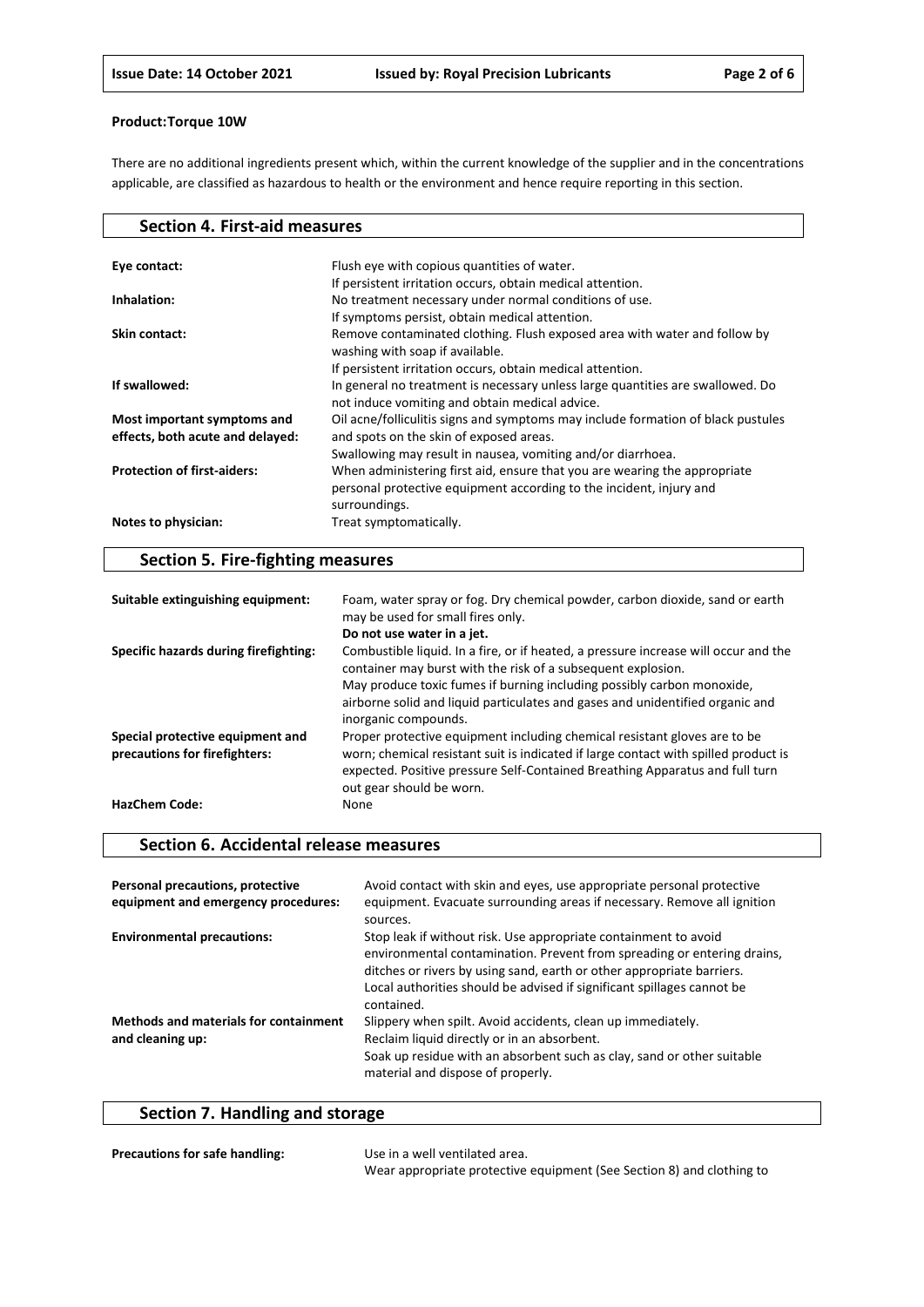**Product:Torque 10W**

There are no additional ingredients present which, within the current knowledge of the supplier and in the concentrations applicable, are classified as hazardous to health or the environment and hence require reporting in this section.

## Section 4. First-aid measures

| | |
|---|---|
| **Eye contact:** | Flush eye with copious quantities of water. If persistent irritation occurs, obtain medical attention. |
| **Inhalation:** | No treatment necessary under normal conditions of use. If symptoms persist, obtain medical attention. |
| **Skin contact:** | Remove contaminated clothing. Flush exposed area with water and follow by washing with soap if available. If persistent irritation occurs, obtain medical attention. |
| **If swallowed:** | In general no treatment is necessary unless large quantities are swallowed. Do not induce vomiting and obtain medical advice. |
| **Most important symptoms and effects, both acute and delayed:** | Oil acne/folliculitis signs and symptoms may include formation of black pustules and spots on the skin of exposed areas. Swallowing may result in nausea, vomiting and/or diarrhoea. |
| **Protection of first-aiders:** | When administering first aid, ensure that you are wearing the appropriate personal protective equipment according to the incident, injury and surroundings. |
| **Notes to physician:** | Treat symptomatically. |

## Section 5. Fire-fighting measures

| | |
|---|---|
| **Suitable extinguishing equipment:** | Foam, water spray or fog. Dry chemical powder, carbon dioxide, sand or earth may be used for small fires only. **Do not use water in a jet.** |
| **Specific hazards during firefighting:** | Combustible liquid. In a fire, or if heated, a pressure increase will occur and the container may burst with the risk of a subsequent explosion. May produce toxic fumes if burning including possibly carbon monoxide, airborne solid and liquid particulates and gases and unidentified organic and inorganic compounds. |
| **Special protective equipment and precautions for firefighters:** | Proper protective equipment including chemical resistant gloves are to be worn; chemical resistant suit is indicated if large contact with spilled product is expected. Positive pressure Self-Contained Breathing Apparatus and full turn out gear should be worn. |
| **HazChem Code:** | None |

## Section 6. Accidental release measures

| | |
|---|---|
| **Personal precautions, protective equipment and emergency procedures:** | Avoid contact with skin and eyes, use appropriate personal protective equipment. Evacuate surrounding areas if necessary. Remove all ignition sources. |
| **Environmental precautions:** | Stop leak if without risk. Use appropriate containment to avoid environmental contamination. Prevent from spreading or entering drains, ditches or rivers by using sand, earth or other appropriate barriers. Local authorities should be advised if significant spillages cannot be contained. |
| **Methods and materials for containment and cleaning up:** | Slippery when spilt. Avoid accidents, clean up immediately. Reclaim liquid directly or in an absorbent. Soak up residue with an absorbent such as clay, sand or other suitable material and dispose of properly. |

## Section 7. Handling and storage

| | |
|---|---|
| **Precautions for safe handling:** | Use in a well ventilated area. Wear appropriate protective equipment (See Section 8) and clothing to |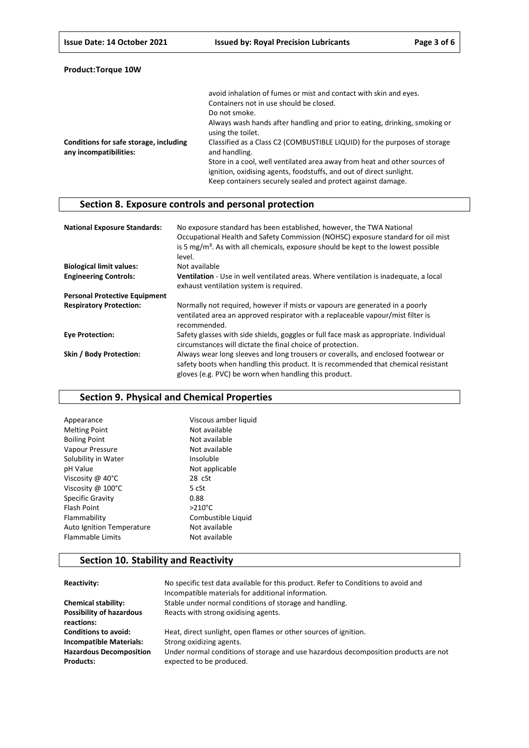**Product:Torque 10W**

| | |
|---|---|
| | avoid inhalation of fumes or mist and contact with skin and eyes.<br>Containers not in use should be closed.<br>Do not smoke.<br>Always wash hands after handling and prior to eating, drinking, smoking or using the toilet. |
| **Conditions for safe storage, including any incompatibilities:** | Classified as a Class C2 (COMBUSTIBLE LIQUID) for the purposes of storage and handling.<br>Store in a cool, well ventilated area away from heat and other sources of ignition, oxidising agents, foodstuffs, and out of direct sunlight.<br>Keep containers securely sealed and protect against damage. |

## Section 8. Exposure controls and personal protection

| | |
|---|---|
| **National Exposure Standards:** | No exposure standard has been established, however, the TWA National Occupational Health and Safety Commission (NOHSC) exposure standard for oil mist is 5 mg/m³. As with all chemicals, exposure should be kept to the lowest possible level. |
| **Biological limit values:** | Not available |
| **Engineering Controls:** | **Ventilation** - Use in well ventilated areas. Where ventilation is inadequate, a local exhaust ventilation system is required. |
| **Personal Protective Equipment** | |
| **Respiratory Protection:** | Normally not required, however if mists or vapours are generated in a poorly ventilated area an approved respirator with a replaceable vapour/mist filter is recommended. |
| **Eye Protection:** | Safety glasses with side shields, goggles or full face mask as appropriate. Individual circumstances will dictate the final choice of protection. |
| **Skin / Body Protection:** | Always wear long sleeves and long trousers or coveralls, and enclosed footwear or safety boots when handling this product. It is recommended that chemical resistant gloves (e.g. PVC) be worn when handling this product. |

## Section 9. Physical and Chemical Properties

| | |
|---|---|
| Appearance | Viscous amber liquid |
| Melting Point | Not available |
| Boiling Point | Not available |
| Vapour Pressure | Not available |
| Solubility in Water | Insoluble |
| pH Value | Not applicable |
| Viscosity @ 40°C | 28 cSt |
| Viscosity @ 100°C | 5 cSt |
| Specific Gravity | 0.88 |
| Flash Point | >210°C |
| Flammability | Combustible Liquid |
| Auto Ignition Temperature | Not available |
| Flammable Limits | Not available |

## Section 10. Stability and Reactivity

| | |
|---|---|
| **Reactivity:** | No specific test data available for this product. Refer to Conditions to avoid and Incompatible materials for additional information. |
| **Chemical stability:** | Stable under normal conditions of storage and handling. |
| **Possibility of hazardous reactions:** | Reacts with strong oxidising agents. |
| **Conditions to avoid:** | Heat, direct sunlight, open flames or other sources of ignition. |
| **Incompatible Materials:** | Strong oxidizing agents. |
| **Hazardous Decomposition Products:** | Under normal conditions of storage and use hazardous decomposition products are not expected to be produced. |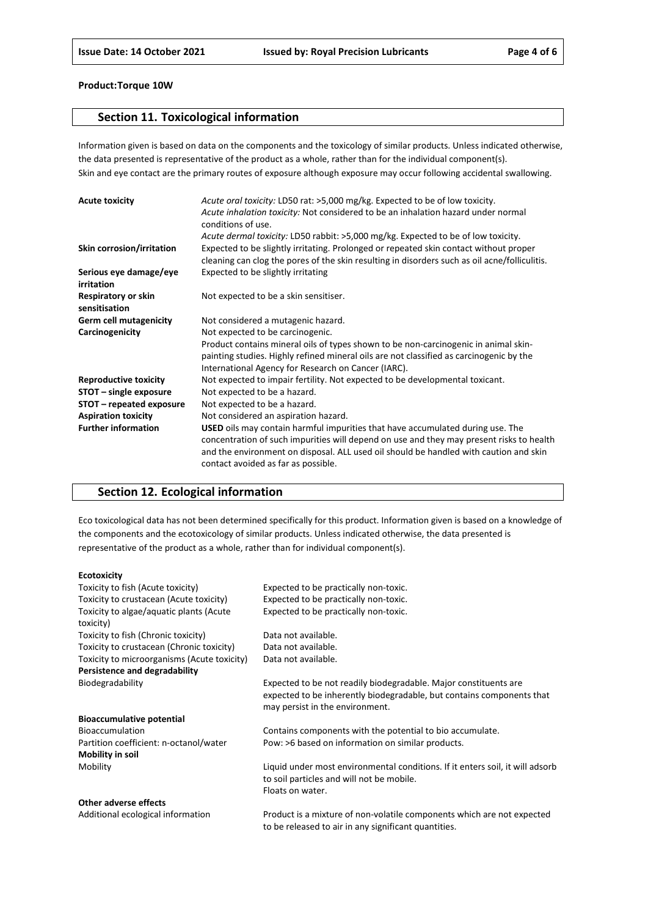**Product:Torque 10W**

## Section 11. Toxicological information

Information given is based on data on the components and the toxicology of similar products. Unless indicated otherwise, the data presented is representative of the product as a whole, rather than for the individual component(s). Skin and eye contact are the primary routes of exposure although exposure may occur following accidental swallowing.

| | |
|---|---|
| **Acute toxicity** | *Acute oral toxicity:* LD50 rat: >5,000 mg/kg. Expected to be of low toxicity.<br>*Acute inhalation toxicity:* Not considered to be an inhalation hazard under normal conditions of use.<br>*Acute dermal toxicity:* LD50 rabbit: >5,000 mg/kg. Expected to be of low toxicity. |
| **Skin corrosion/irritation** | Expected to be slightly irritating. Prolonged or repeated skin contact without proper cleaning can clog the pores of the skin resulting in disorders such as oil acne/folliculitis. |
| **Serious eye damage/eye irritation** | Expected to be slightly irritating |
| **Respiratory or skin sensitisation** | Not expected to be a skin sensitiser. |
| **Germ cell mutagenicity** | Not considered a mutagenic hazard. |
| **Carcinogenicity** | Not expected to be carcinogenic.<br>Product contains mineral oils of types shown to be non-carcinogenic in animal skin-painting studies. Highly refined mineral oils are not classified as carcinogenic by the International Agency for Research on Cancer (IARC). |
| **Reproductive toxicity** | Not expected to impair fertility. Not expected to be developmental toxicant. |
| **STOT – single exposure** | Not expected to be a hazard. |
| **STOT – repeated exposure** | Not expected to be a hazard. |
| **Aspiration toxicity** | Not considered an aspiration hazard. |
| **Further information** | **USED** oils may contain harmful impurities that have accumulated during use. The concentration of such impurities will depend on use and they may present risks to health and the environment on disposal. ALL used oil should be handled with caution and skin contact avoided as far as possible. |

## Section 12. Ecological information

Eco toxicological data has not been determined specifically for this product. Information given is based on a knowledge of the components and the ecotoxicology of similar products. Unless indicated otherwise, the data presented is representative of the product as a whole, rather than for individual component(s).

| | |
|---|---|
| **Ecotoxicity** | |
| Toxicity to fish (Acute toxicity) | Expected to be practically non-toxic. |
| Toxicity to crustacean (Acute toxicity) | Expected to be practically non-toxic. |
| Toxicity to algae/aquatic plants (Acute toxicity) | Expected to be practically non-toxic. |
| Toxicity to fish (Chronic toxicity) | Data not available. |
| Toxicity to crustacean (Chronic toxicity) | Data not available. |
| Toxicity to microorganisms (Acute toxicity) | Data not available. |
| **Persistence and degradability** | |
| Biodegradability | Expected to be not readily biodegradable. Major constituents are expected to be inherently biodegradable, but contains components that may persist in the environment. |
| **Bioaccumulative potential** | |
| Bioaccumulation | Contains components with the potential to bio accumulate. |
| Partition coefficient: n-octanol/water | Pow: >6 based on information on similar products. |
| **Mobility in soil** | |
| Mobility | Liquid under most environmental conditions. If it enters soil, it will adsorb to soil particles and will not be mobile.<br>Floats on water. |
| **Other adverse effects** | |
| Additional ecological information | Product is a mixture of non-volatile components which are not expected to be released to air in any significant quantities. |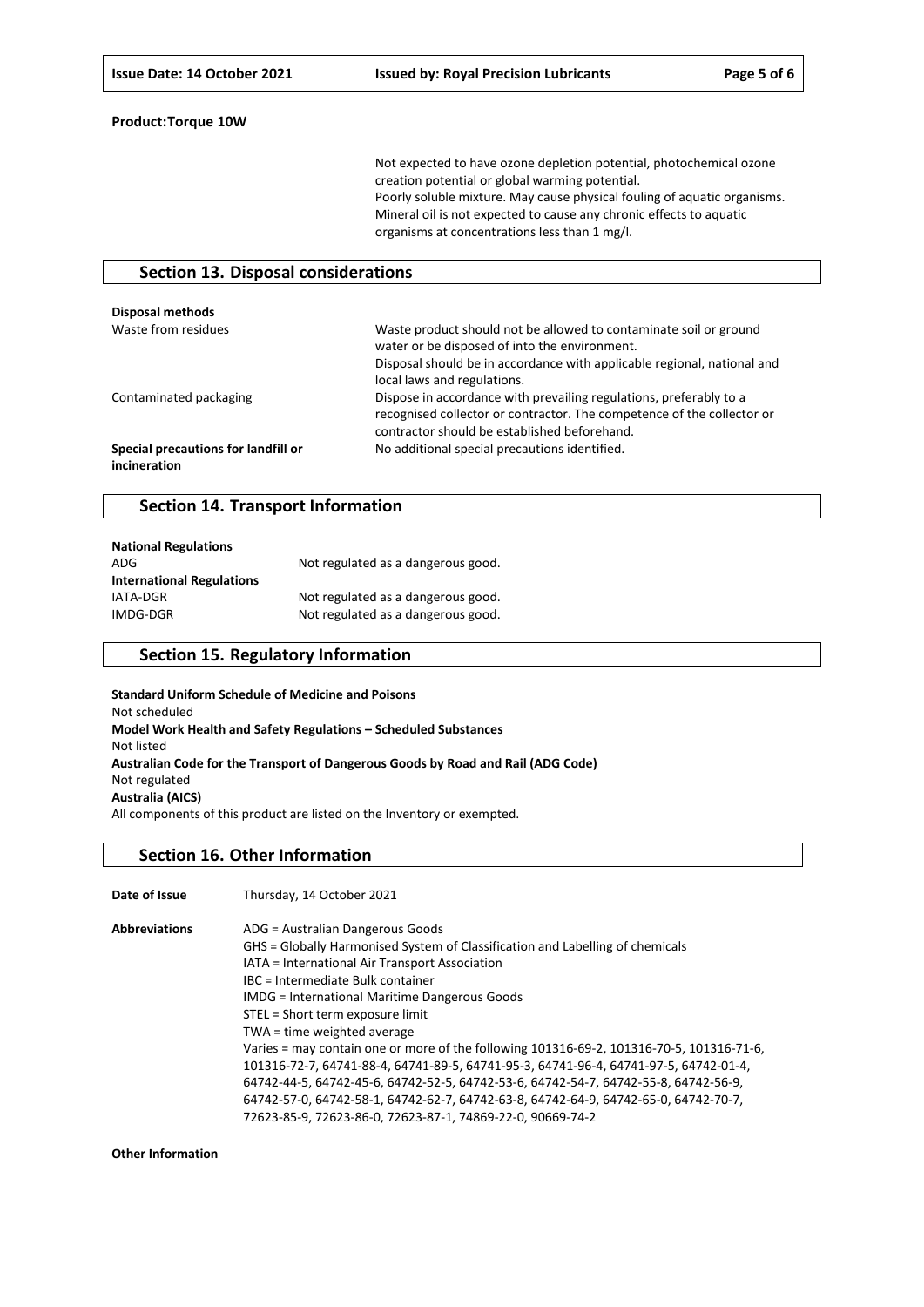**Product:Torque 10W**

Not expected to have ozone depletion potential, photochemical ozone creation potential or global warming potential.
Poorly soluble mixture. May cause physical fouling of aquatic organisms.
Mineral oil is not expected to cause any chronic effects to aquatic organisms at concentrations less than 1 mg/l.

## Section 13. Disposal considerations

**Disposal methods**

| | |
|---|---|
| Waste from residues | Waste product should not be allowed to contaminate soil or ground water or be disposed of into the environment. Disposal should be in accordance with applicable regional, national and local laws and regulations. |
| Contaminated packaging | Dispose in accordance with prevailing regulations, preferably to a recognised collector or contractor. The competence of the collector or contractor should be established beforehand. |
| **Special precautions for landfill or incineration** | No additional special precautions identified. |

## Section 14. Transport Information

**National Regulations**

| | |
|---|---|
| ADG | Not regulated as a dangerous good. |

**International Regulations**

| | |
|---|---|
| IATA-DGR | Not regulated as a dangerous good. |
| IMDG-DGR | Not regulated as a dangerous good. |

## Section 15. Regulatory Information

**Standard Uniform Schedule of Medicine and Poisons**
Not scheduled
**Model Work Health and Safety Regulations – Scheduled Substances**
Not listed
**Australian Code for the Transport of Dangerous Goods by Road and Rail (ADG Code)**
Not regulated
**Australia (AICS)**
All components of this product are listed on the Inventory or exempted.

## Section 16. Other Information

**Date of Issue** Thursday, 14 October 2021

**Abbreviations**
ADG = Australian Dangerous Goods
GHS = Globally Harmonised System of Classification and Labelling of chemicals
IATA = International Air Transport Association
IBC = Intermediate Bulk container
IMDG = International Maritime Dangerous Goods
STEL = Short term exposure limit
TWA = time weighted average
Varies = may contain one or more of the following 101316-69-2, 101316-70-5, 101316-71-6, 101316-72-7, 64741-88-4, 64741-89-5, 64741-95-3, 64741-96-4, 64741-97-5, 64742-01-4, 64742-44-5, 64742-45-6, 64742-52-5, 64742-53-6, 64742-54-7, 64742-55-8, 64742-56-9, 64742-57-0, 64742-58-1, 64742-62-7, 64742-63-8, 64742-64-9, 64742-65-0, 64742-70-7, 72623-85-9, 72623-86-0, 72623-87-1, 74869-22-0, 90669-74-2

**Other Information**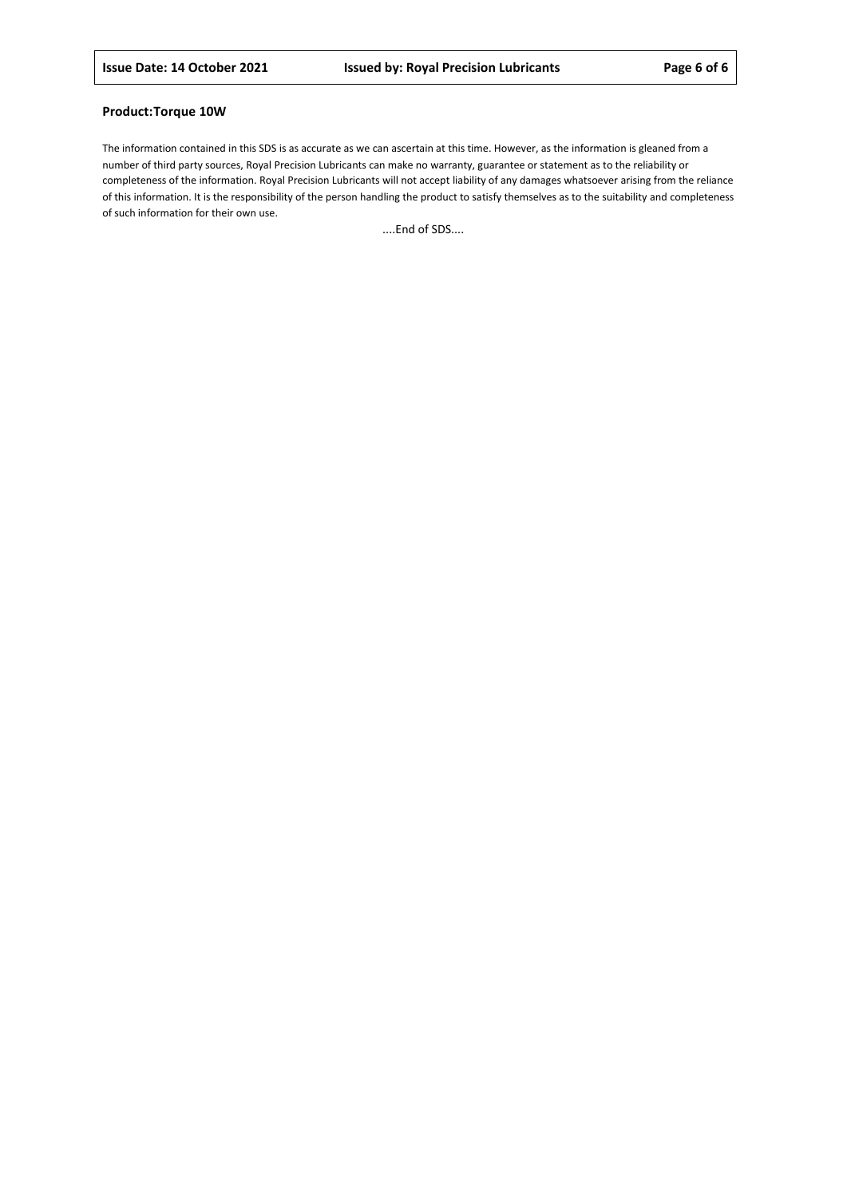**Product:Torque 10W**

The information contained in this SDS is as accurate as we can ascertain at this time. However, as the information is gleaned from a number of third party sources, Royal Precision Lubricants can make no warranty, guarantee or statement as to the reliability or completeness of the information. Royal Precision Lubricants will not accept liability of any damages whatsoever arising from the reliance of this information. It is the responsibility of the person handling the product to satisfy themselves as to the suitability and completeness of such information for their own use.

....End of SDS....